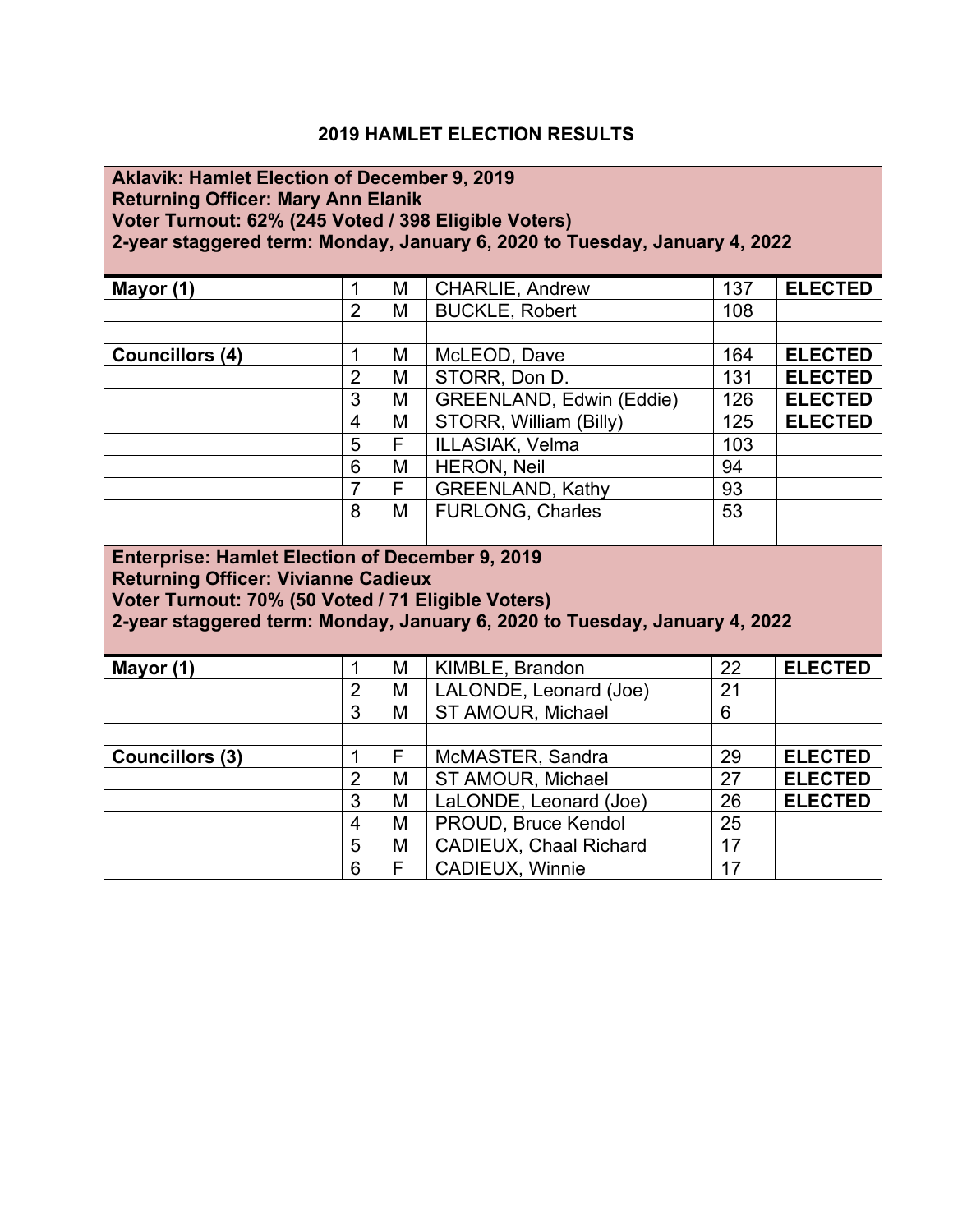# 2019 HAMLET ELECTION RESULTS

**Aklavik: Hamlet Election of December 9, 2019**
**Returning Officer: Mary Ann Elanik**
**Voter Turnout: 62% (245 Voted / 398 Eligible Voters)**
**2-year staggered term: Monday, January 6, 2020 to Tuesday, January 4, 2022**

| | | | | | |
|---|---|---|---|---|---|
| **Mayor (1)** | 1 | M | CHARLIE, Andrew | 137 | **ELECTED** |
| | 2 | M | BUCKLE, Robert | 108 | |
| | | | | | |
| **Councillors (4)** | 1 | M | McLEOD, Dave | 164 | **ELECTED** |
| | 2 | M | STORR, Don D. | 131 | **ELECTED** |
| | 3 | M | GREENLAND, Edwin (Eddie) | 126 | **ELECTED** |
| | 4 | M | STORR, William (Billy) | 125 | **ELECTED** |
| | 5 | F | ILLASIAK, Velma | 103 | |
| | 6 | M | HERON, Neil | 94 | |
| | 7 | F | GREENLAND, Kathy | 93 | |
| | 8 | M | FURLONG, Charles | 53 | |

**Enterprise: Hamlet Election of December 9, 2019**
**Returning Officer: Vivianne Cadieux**
**Voter Turnout: 70% (50 Voted / 71 Eligible Voters)**
**2-year staggered term: Monday, January 6, 2020 to Tuesday, January 4, 2022**

| | | | | | |
|---|---|---|---|---|---|
| **Mayor (1)** | 1 | M | KIMBLE, Brandon | 22 | **ELECTED** |
| | 2 | M | LALONDE, Leonard (Joe) | 21 | |
| | 3 | M | ST AMOUR, Michael | 6 | |
| | | | | | |
| **Councillors (3)** | 1 | F | McMASTER, Sandra | 29 | **ELECTED** |
| | 2 | M | ST AMOUR, Michael | 27 | **ELECTED** |
| | 3 | M | LaLONDE, Leonard (Joe) | 26 | **ELECTED** |
| | 4 | M | PROUD, Bruce Kendol | 25 | |
| | 5 | M | CADIEUX, Chaal Richard | 17 | |
| | 6 | F | CADIEUX, Winnie | 17 | |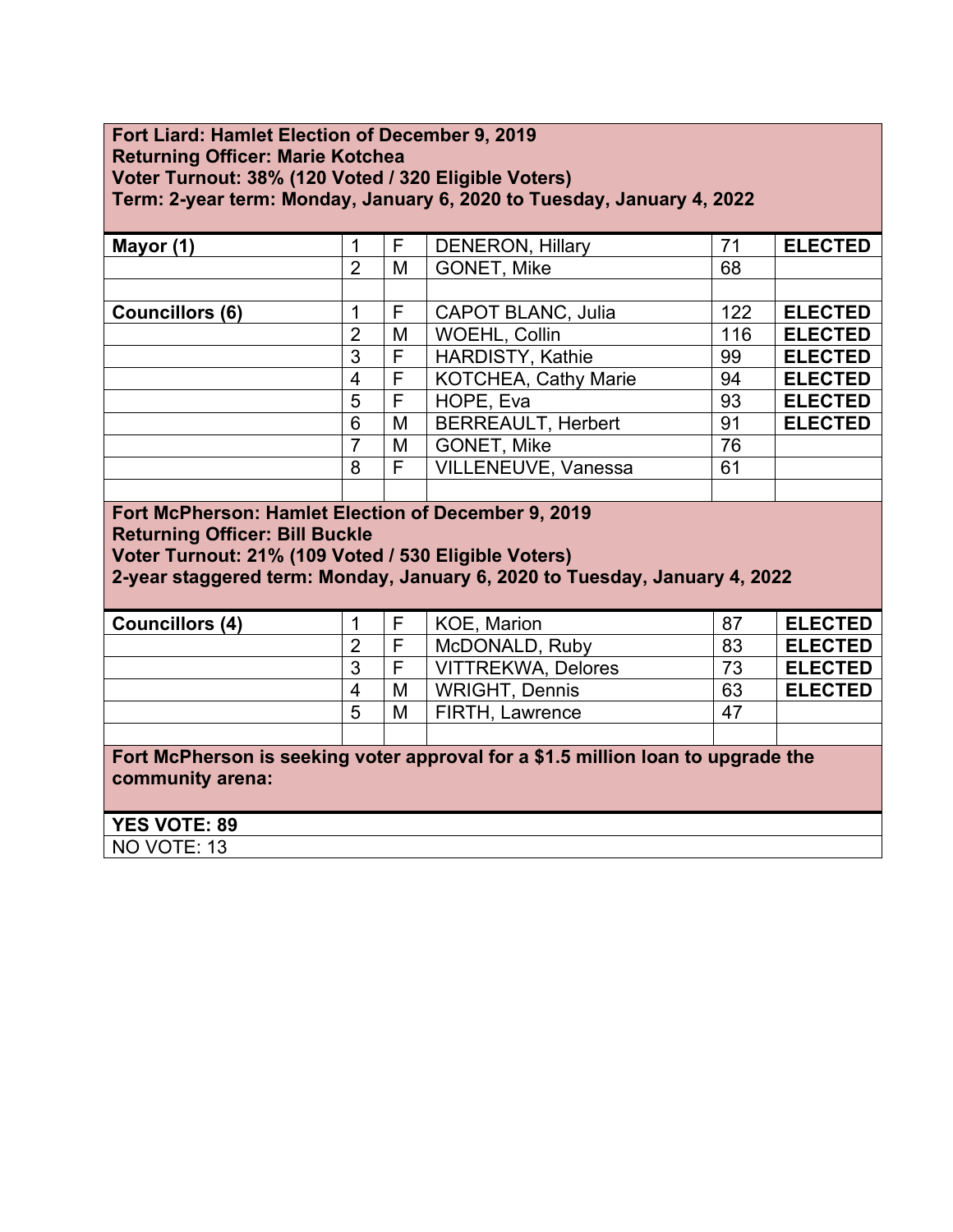**Fort Liard: Hamlet Election of December 9, 2019**
**Returning Officer: Marie Kotchea**
**Voter Turnout: 38% (120 Voted / 320 Eligible Voters)**
**Term: 2-year term: Monday, January 6, 2020 to Tuesday, January 4, 2022**

| | | | | | |
|---|---|---|---|---|---|
| **Mayor (1)** | 1 | F | DENERON, Hillary | 71 | **ELECTED** |
| | 2 | M | GONET, Mike | 68 | |
| | | | | | |
| **Councillors (6)** | 1 | F | CAPOT BLANC, Julia | 122 | **ELECTED** |
| | 2 | M | WOEHL, Collin | 116 | **ELECTED** |
| | 3 | F | HARDISTY, Kathie | 99 | **ELECTED** |
| | 4 | F | KOTCHEA, Cathy Marie | 94 | **ELECTED** |
| | 5 | F | HOPE, Eva | 93 | **ELECTED** |
| | 6 | M | BERREAULT, Herbert | 91 | **ELECTED** |
| | 7 | M | GONET, Mike | 76 | |
| | 8 | F | VILLENEUVE, Vanessa | 61 | |

**Fort McPherson: Hamlet Election of December 9, 2019**
**Returning Officer: Bill Buckle**
**Voter Turnout: 21% (109 Voted / 530 Eligible Voters)**
**2-year staggered term: Monday, January 6, 2020 to Tuesday, January 4, 2022**

| | | | | | |
|---|---|---|---|---|---|
| **Councillors (4)** | 1 | F | KOE, Marion | 87 | **ELECTED** |
| | 2 | F | McDONALD, Ruby | 83 | **ELECTED** |
| | 3 | F | VITTREKWA, Delores | 73 | **ELECTED** |
| | 4 | M | WRIGHT, Dennis | 63 | **ELECTED** |
| | 5 | M | FIRTH, Lawrence | 47 | |

**Fort McPherson is seeking voter approval for a $1.5 million loan to upgrade the community arena:**

**YES VOTE: 89**

NO VOTE: 13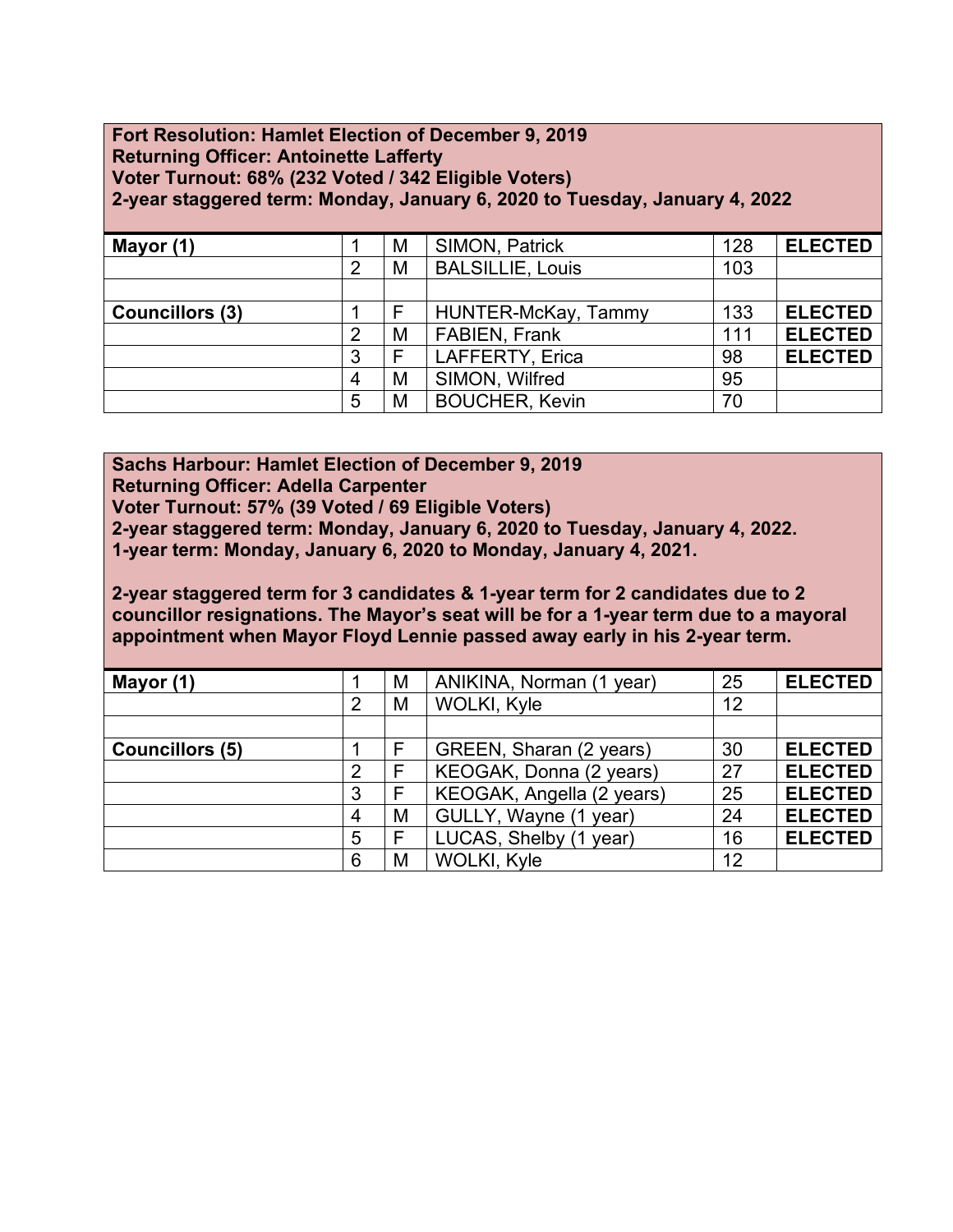**Fort Resolution: Hamlet Election of December 9, 2019**
**Returning Officer: Antoinette Lafferty**
**Voter Turnout: 68% (232 Voted / 342 Eligible Voters)**
**2-year staggered term: Monday, January 6, 2020 to Tuesday, January 4, 2022**

| | | | | | |
|---|---|---|---|---|---|
| **Mayor (1)** | 1 | M | SIMON, Patrick | 128 | **ELECTED** |
| | 2 | M | BALSILLIE, Louis | 103 | |
| | | | | | |
| **Councillors (3)** | 1 | F | HUNTER-McKay, Tammy | 133 | **ELECTED** |
| | 2 | M | FABIEN, Frank | 111 | **ELECTED** |
| | 3 | F | LAFFERTY, Erica | 98 | **ELECTED** |
| | 4 | M | SIMON, Wilfred | 95 | |
| | 5 | M | BOUCHER, Kevin | 70 | |

**Sachs Harbour: Hamlet Election of December 9, 2019**
**Returning Officer: Adella Carpenter**
**Voter Turnout: 57% (39 Voted / 69 Eligible Voters)**
**2-year staggered term: Monday, January 6, 2020 to Tuesday, January 4, 2022.**
**1-year term: Monday, January 6, 2020 to Monday, January 4, 2021.**

**2-year staggered term for 3 candidates & 1-year term for 2 candidates due to 2 councillor resignations. The Mayor's seat will be for a 1-year term due to a mayoral appointment when Mayor Floyd Lennie passed away early in his 2-year term.**

| | | | | | |
|---|---|---|---|---|---|
| **Mayor (1)** | 1 | M | ANIKINA, Norman (1 year) | 25 | **ELECTED** |
| | 2 | M | WOLKI, Kyle | 12 | |
| | | | | | |
| **Councillors (5)** | 1 | F | GREEN, Sharan (2 years) | 30 | **ELECTED** |
| | 2 | F | KEOGAK, Donna (2 years) | 27 | **ELECTED** |
| | 3 | F | KEOGAK, Angella (2 years) | 25 | **ELECTED** |
| | 4 | M | GULLY, Wayne (1 year) | 24 | **ELECTED** |
| | 5 | F | LUCAS, Shelby (1 year) | 16 | **ELECTED** |
| | 6 | M | WOLKI, Kyle | 12 | |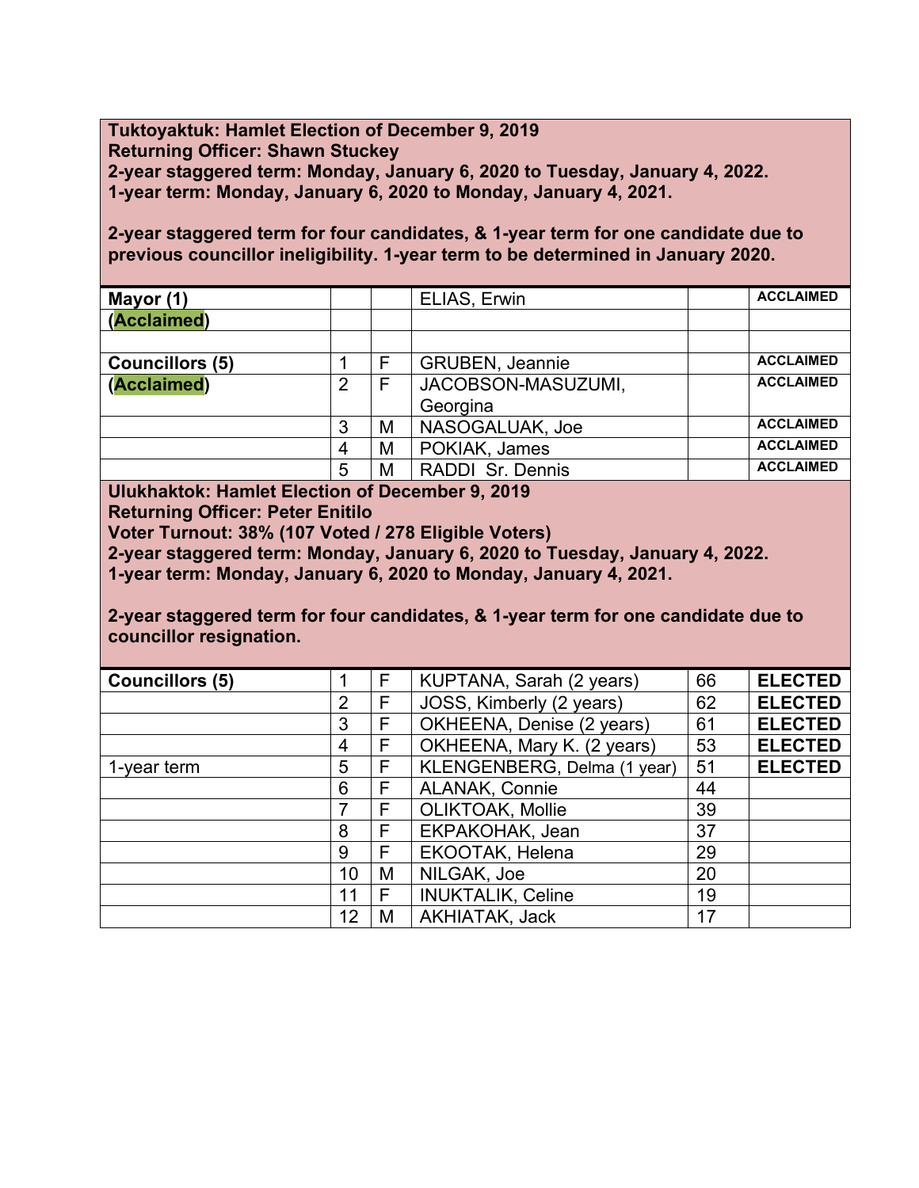**Tuktoyaktuk: Hamlet Election of December 9, 2019**
**Returning Officer: Shawn Stuckey**
**2-year staggered term: Monday, January 6, 2020 to Tuesday, January 4, 2022.**
**1-year term: Monday, January 6, 2020 to Monday, January 4, 2021.**

**2-year staggered term for four candidates, & 1-year term for one candidate due to previous councillor ineligibility. 1-year term to be determined in January 2020.**

| | | | | | |
|---|---|---|---|---|---|
| **Mayor (1)** | | | ELIAS, Erwin | | **ACCLAIMED** |
| **(Acclaimed)** | | | | | |
| | | | | | |
| **Councillors (5)** | 1 | F | GRUBEN, Jeannie | | **ACCLAIMED** |
| **(Acclaimed)** | 2 | F | JACOBSON-MASUZUMI, Georgina | | **ACCLAIMED** |
| | 3 | M | NASOGALUAK, Joe | | **ACCLAIMED** |
| | 4 | M | POKIAK, James | | **ACCLAIMED** |
| | 5 | M | RADDI Sr. Dennis | | **ACCLAIMED** |

**Ulukhaktok: Hamlet Election of December 9, 2019**
**Returning Officer: Peter Enitilo**
**Voter Turnout: 38% (107 Voted / 278 Eligible Voters)**
**2-year staggered term: Monday, January 6, 2020 to Tuesday, January 4, 2022.**
**1-year term: Monday, January 6, 2020 to Monday, January 4, 2021.**

**2-year staggered term for four candidates, & 1-year term for one candidate due to councillor resignation.**

| | | | | | |
|---|---|---|---|---|---|
| **Councillors (5)** | 1 | F | KUPTANA, Sarah (2 years) | 66 | **ELECTED** |
| | 2 | F | JOSS, Kimberly (2 years) | 62 | **ELECTED** |
| | 3 | F | OKHEENA, Denise (2 years) | 61 | **ELECTED** |
| | 4 | F | OKHEENA, Mary K. (2 years) | 53 | **ELECTED** |
| 1-year term | 5 | F | KLENGENBERG, Delma (1 year) | 51 | **ELECTED** |
| | 6 | F | ALANAK, Connie | 44 | |
| | 7 | F | OLIKTOAK, Mollie | 39 | |
| | 8 | F | EKPAKOHAK, Jean | 37 | |
| | 9 | F | EKOOTAK, Helena | 29 | |
| | 10 | M | NILGAK, Joe | 20 | |
| | 11 | F | INUKTALIK, Celine | 19 | |
| | 12 | M | AKHIATAK, Jack | 17 | |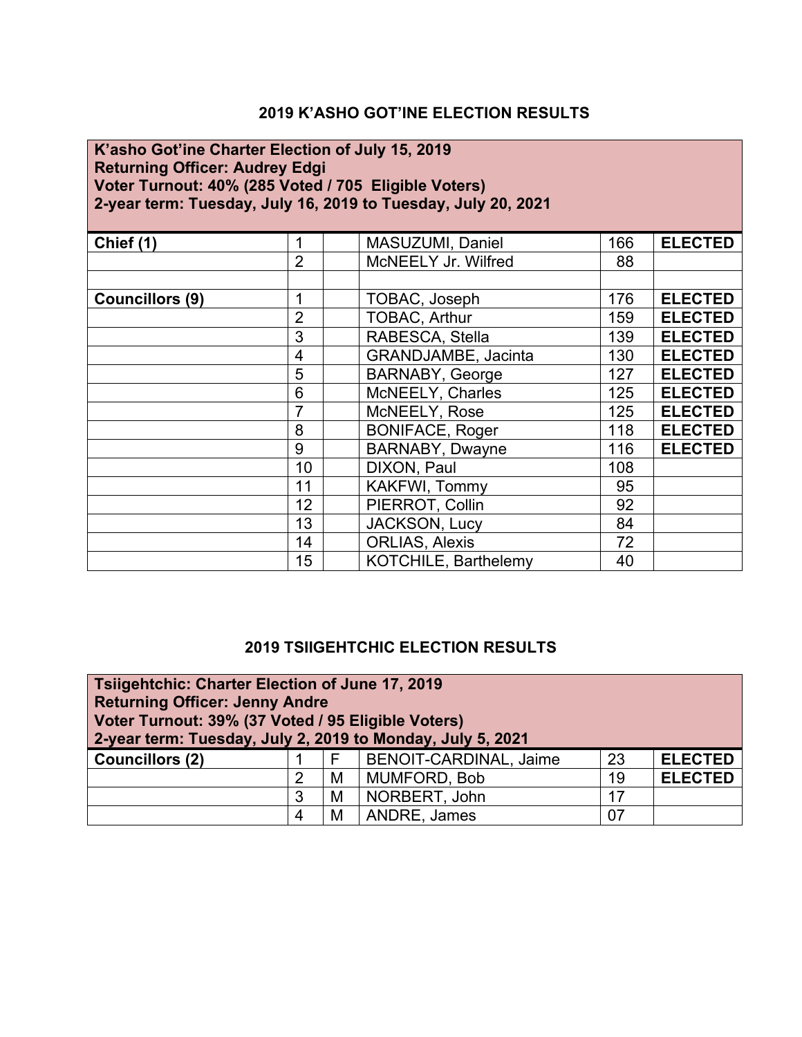## 2019 K'ASHO GOT'INE ELECTION RESULTS

**K'asho Got'ine Charter Election of July 15, 2019**
**Returning Officer: Audrey Edgi**
**Voter Turnout: 40% (285 Voted / 705 Eligible Voters)**
**2-year term: Tuesday, July 16, 2019 to Tuesday, July 20, 2021**

| | | | | | |
|---|---|---|---|---|---|
| **Chief (1)** | 1 | | MASUZUMI, Daniel | 166 | **ELECTED** |
| | 2 | | McNEELY Jr. Wilfred | 88 | |
| | | | | | |
| **Councillors (9)** | 1 | | TOBAC, Joseph | 176 | **ELECTED** |
| | 2 | | TOBAC, Arthur | 159 | **ELECTED** |
| | 3 | | RABESCA, Stella | 139 | **ELECTED** |
| | 4 | | GRANDJAMBE, Jacinta | 130 | **ELECTED** |
| | 5 | | BARNABY, George | 127 | **ELECTED** |
| | 6 | | McNEELY, Charles | 125 | **ELECTED** |
| | 7 | | McNEELY, Rose | 125 | **ELECTED** |
| | 8 | | BONIFACE, Roger | 118 | **ELECTED** |
| | 9 | | BARNABY, Dwayne | 116 | **ELECTED** |
| | 10 | | DIXON, Paul | 108 | |
| | 11 | | KAKFWI, Tommy | 95 | |
| | 12 | | PIERROT, Collin | 92 | |
| | 13 | | JACKSON, Lucy | 84 | |
| | 14 | | ORLIAS, Alexis | 72 | |
| | 15 | | KOTCHILE, Barthelemy | 40 | |

## 2019 TSIIGEHTCHIC ELECTION RESULTS

**Tsiigehtchic: Charter Election of June 17, 2019**
**Returning Officer: Jenny Andre**
**Voter Turnout: 39% (37 Voted / 95 Eligible Voters)**
**2-year term: Tuesday, July 2, 2019 to Monday, July 5, 2021**

| | | | | | |
|---|---|---|---|---|---|
| **Councillors (2)** | 1 | F | BENOIT-CARDINAL, Jaime | 23 | **ELECTED** |
| | 2 | M | MUMFORD, Bob | 19 | **ELECTED** |
| | 3 | M | NORBERT, John | 17 | |
| | 4 | M | ANDRE, James | 07 | |